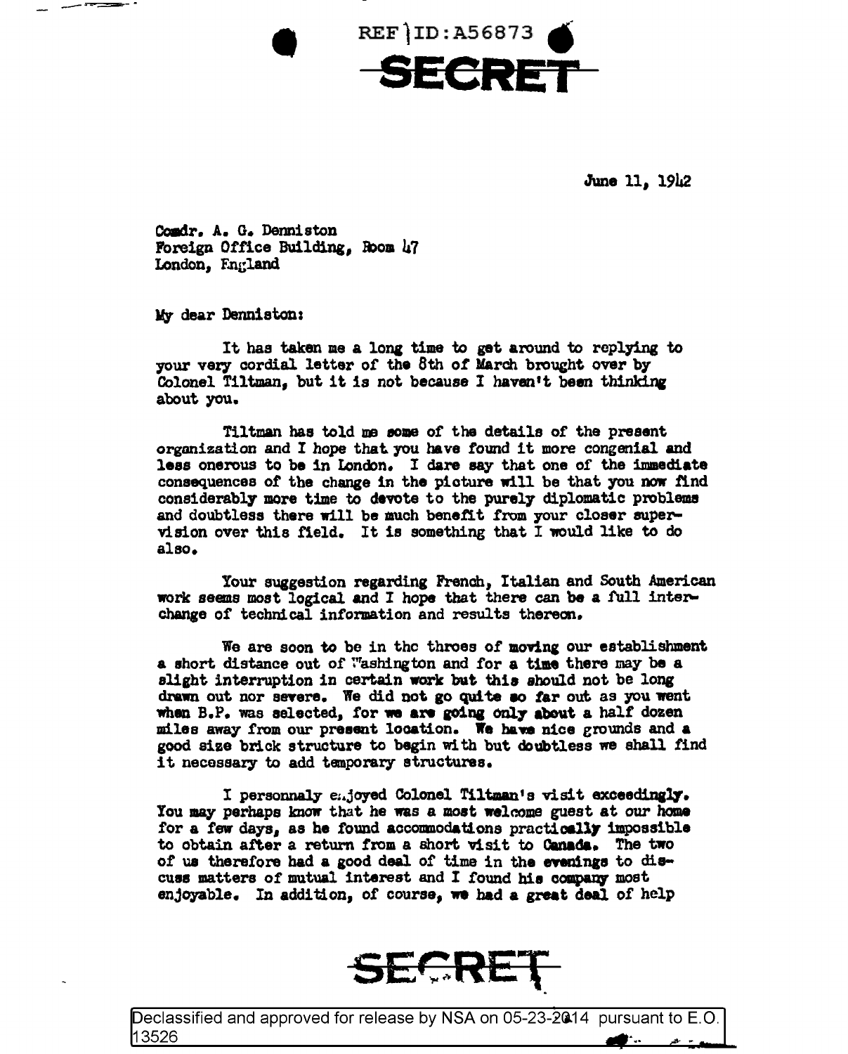REF ID:A56873

SECRET

June 11, 1942

Comdr. A. G. Denniston
Foreign Office Building, Room 47
London, England

My dear Denniston:

It has taken me a long time to get around to replying to your very cordial letter of the 8th of March brought over by Colonel Tiltman, but it is not because I haven't been thinking about you.

Tiltman has told me some of the details of the present organization and I hope that you have found it more congenial and less onerous to be in London. I dare say that one of the immediate consequences of the change in the picture will be that you now find considerably more time to devote to the purely diplomatic problems and doubtless there will be much benefit from your closer supervision over this field. It is something that I would like to do also.

Your suggestion regarding French, Italian and South American work seems most logical and I hope that there can be a full interchange of technical information and results thereon.

We are soon to be in the throes of moving our establishment a short distance out of Washington and for a time there may be a slight interruption in certain work but this should not be long drawn out nor severe. We did not go quite so far out as you went when B.P. was selected, for we are going only about a half dozen miles away from our present location. We have nice grounds and a good size brick structure to begin with but doubtless we shall find it necessary to add temporary structures.

I personnaly enjoyed Colonel Tiltman's visit exceedingly. You may perhaps know that he was a most welcome guest at our home for a few days, as he found accommodations practically impossible to obtain after a return from a short visit to Canada. The two of us therefore had a good deal of time in the evenings to discuss matters of mutual interest and I found his company most enjoyable. In addition, of course, we had a great deal of help

SECRET

Declassified and approved for release by NSA on 05-23-2014 pursuant to E.O. 13526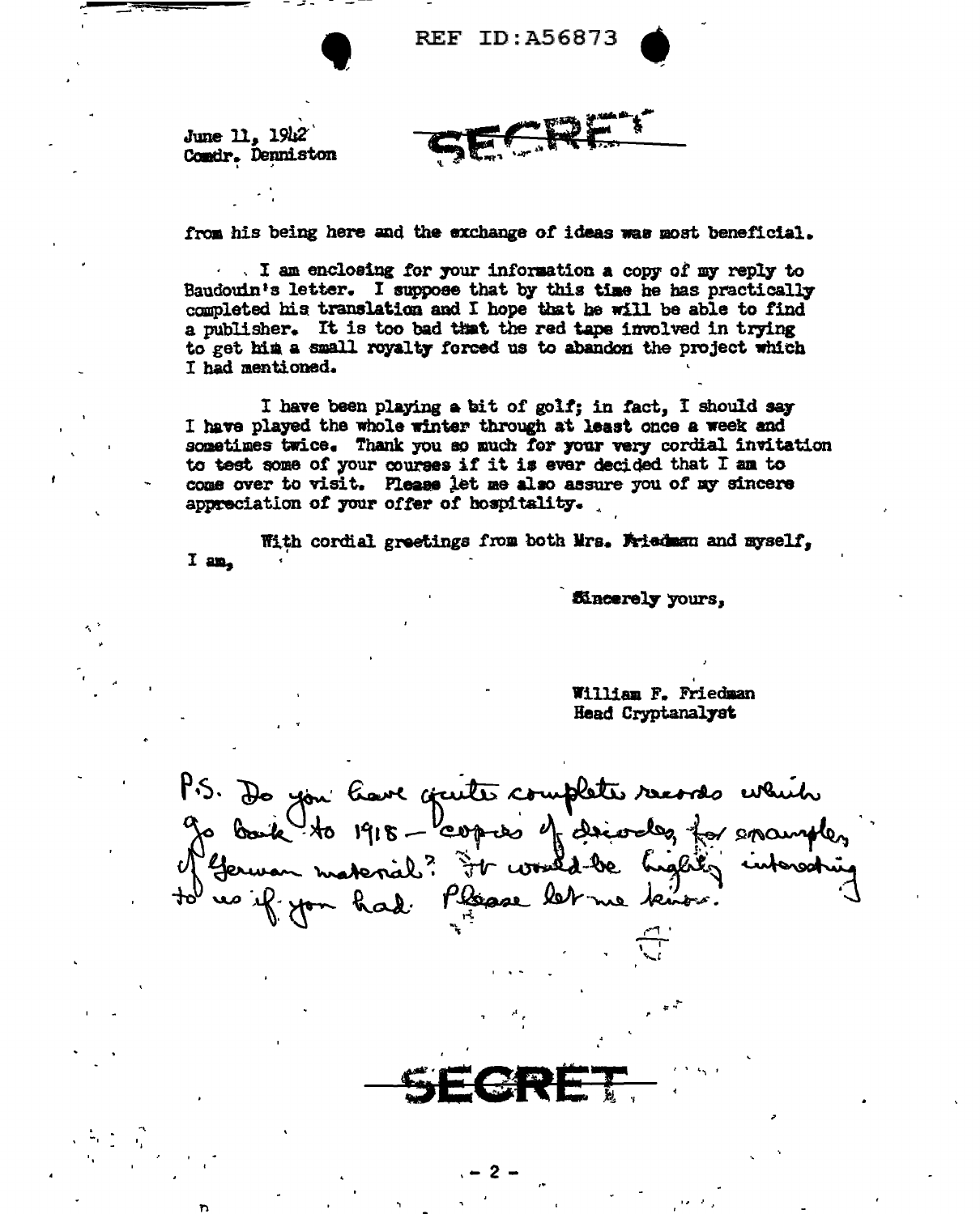June 11, 1942
Comdr. Denniston

SECRET

from his being here and the exchange of ideas was most beneficial.

I am enclosing for your information a copy of my reply to Baudouin's letter. I suppose that by this time he has practically completed his translation and I hope that he will be able to find a publisher. It is too bad that the red tape involved in trying to get him a small royalty forced us to abandon the project which I had mentioned.

I have been playing a bit of golf; in fact, I should say I have played the whole winter through at least once a week and sometimes twice. Thank you so much for your very cordial invitation to test some of your courses if it is ever decided that I am to come over to visit. Please let me also assure you of my sincere appreciation of your offer of hospitality.

With cordial greetings from both Mrs. Friedman and myself,

I am,

Sincerely yours,

William F. Friedman
Head Cryptanalyst

P.S. Do you have quite complete records which go back to 1918 – copies of decodes, for example, of German material? It would be highly interesting to us if you had. Please let me know.

SECRET